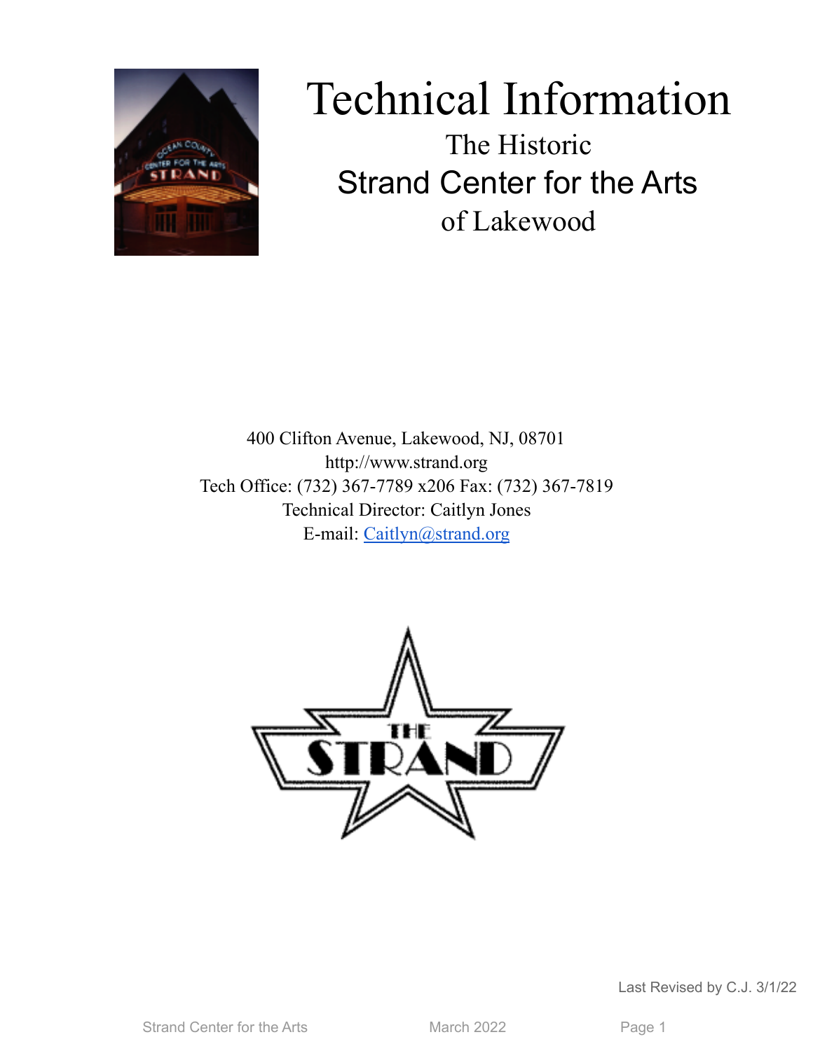# Technical Information

## The Historic
## Strand Center for the Arts
## of Lakewood

400 Clifton Avenue, Lakewood, NJ, 08701
http://www.strand.org
Tech Office: (732) 367-7789 x206 Fax: (732) 367-7819
Technical Director: Caitlyn Jones
E-mail: [Caitlyn@strand.org](mailto:Caitlyn@strand.org)

Last Revised by C.J. 3/1/22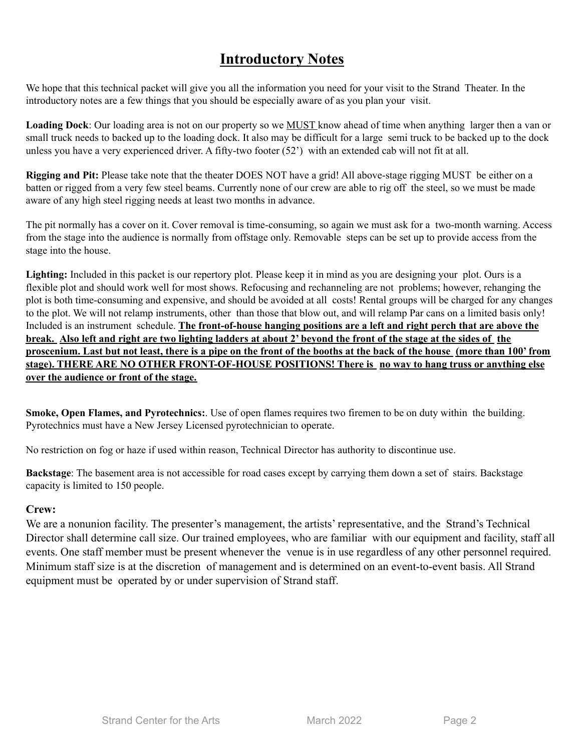# Introductory Notes

We hope that this technical packet will give you all the information you need for your visit to the Strand Theater. In the introductory notes are a few things that you should be especially aware of as you plan your visit.

**Loading Dock**: Our loading area is not on our property so we MUST know ahead of time when anything larger then a van or small truck needs to backed up to the loading dock. It also may be difficult for a large semi truck to be backed up to the dock unless you have a very experienced driver. A fifty-two footer (52') with an extended cab will not fit at all.

**Rigging and Pit:** Please take note that the theater DOES NOT have a grid! All above-stage rigging MUST be either on a batten or rigged from a very few steel beams. Currently none of our crew are able to rig off the steel, so we must be made aware of any high steel rigging needs at least two months in advance.

The pit normally has a cover on it. Cover removal is time-consuming, so again we must ask for a two-month warning. Access from the stage into the audience is normally from offstage only. Removable steps can be set up to provide access from the stage into the house.

**Lighting:** Included in this packet is our repertory plot. Please keep it in mind as you are designing your plot. Ours is a flexible plot and should work well for most shows. Refocusing and rechanneling are not problems; however, rehanging the plot is both time-consuming and expensive, and should be avoided at all costs! Rental groups will be charged for any changes to the plot. We will not relamp instruments, other than those that blow out, and will relamp Par cans on a limited basis only! Included is an instrument schedule. **The front-of-house hanging positions are a left and right perch that are above the break. Also left and right are two lighting ladders at about 2' beyond the front of the stage at the sides of the proscenium. Last but not least, there is a pipe on the front of the booths at the back of the house (more than 100' from stage). THERE ARE NO OTHER FRONT-OF-HOUSE POSITIONS! There is no way to hang truss or anything else over the audience or front of the stage.**

**Smoke, Open Flames, and Pyrotechnics:**. Use of open flames requires two firemen to be on duty within the building. Pyrotechnics must have a New Jersey Licensed pyrotechnician to operate.

No restriction on fog or haze if used within reason, Technical Director has authority to discontinue use.

**Backstage**: The basement area is not accessible for road cases except by carrying them down a set of stairs. Backstage capacity is limited to 150 people.

**Crew:**

We are a nonunion facility. The presenter's management, the artists' representative, and the Strand's Technical Director shall determine call size. Our trained employees, who are familiar with our equipment and facility, staff all events. One staff member must be present whenever the venue is in use regardless of any other personnel required. Minimum staff size is at the discretion of management and is determined on an event-to-event basis. All Strand equipment must be operated by or under supervision of Strand staff.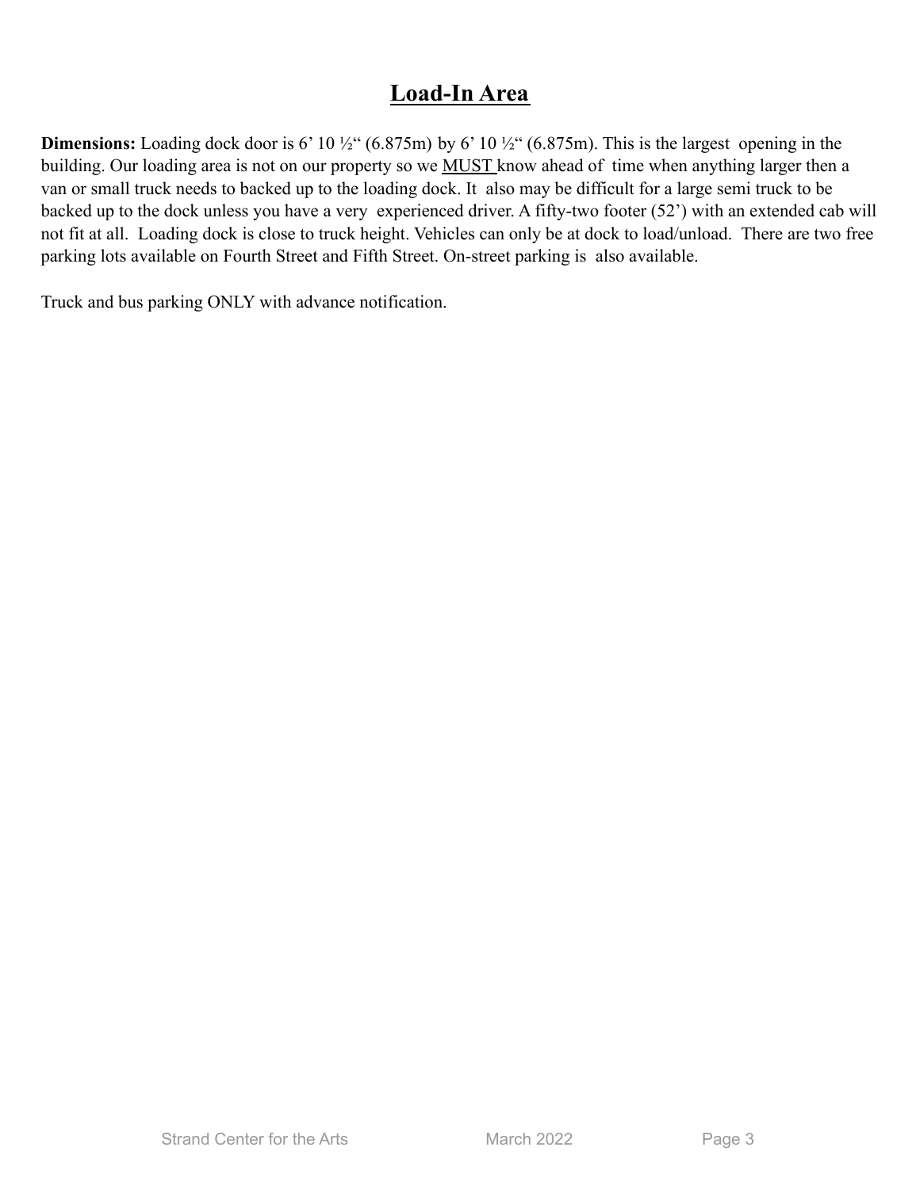# <u>Load-In Area</u>

**Dimensions:** Loading dock door is 6' 10 ½" (6.875m) by 6' 10 ½" (6.875m). This is the largest opening in the building. Our loading area is not on our property so we <u>MUST</u> know ahead of time when anything larger then a van or small truck needs to backed up to the loading dock. It also may be difficult for a large semi truck to be backed up to the dock unless you have a very experienced driver. A fifty-two footer (52') with an extended cab will not fit at all. Loading dock is close to truck height. Vehicles can only be at dock to load/unload. There are two free parking lots available on Fourth Street and Fifth Street. On-street parking is also available.

Truck and bus parking ONLY with advance notification.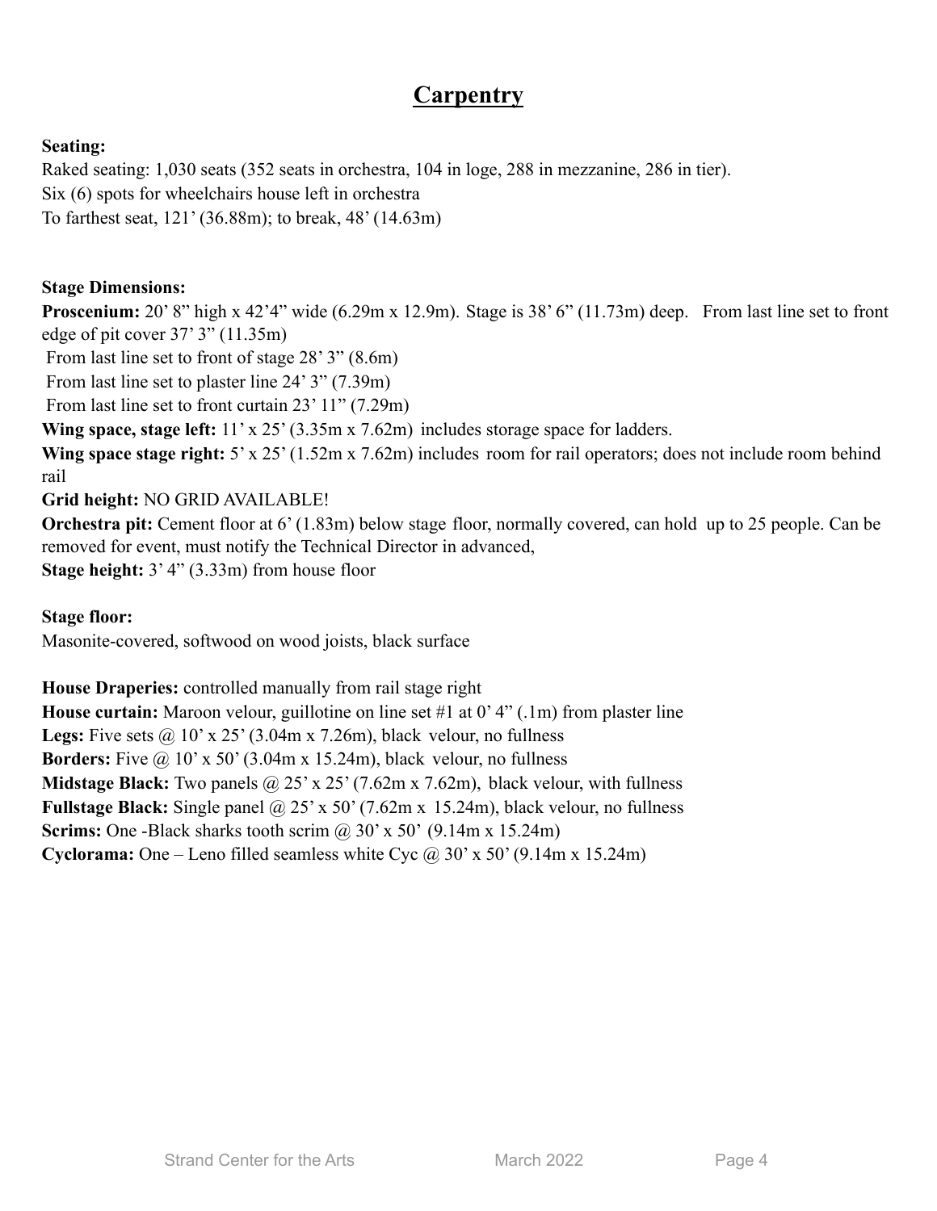# Carpentry

**Seating:**

Raked seating: 1,030 seats (352 seats in orchestra, 104 in loge, 288 in mezzanine, 286 in tier).
Six (6) spots for wheelchairs house left in orchestra
To farthest seat, 121' (36.88m); to break, 48' (14.63m)

**Stage Dimensions:**

**Proscenium:** 20' 8" high x 42'4" wide (6.29m x 12.9m). Stage is 38' 6" (11.73m) deep. From last line set to front edge of pit cover 37' 3" (11.35m)
From last line set to front of stage 28' 3" (8.6m)
From last line set to plaster line 24' 3" (7.39m)
From last line set to front curtain 23' 11" (7.29m)
**Wing space, stage left:** 11' x 25' (3.35m x 7.62m) includes storage space for ladders.
**Wing space stage right:** 5' x 25' (1.52m x 7.62m) includes room for rail operators; does not include room behind rail
**Grid height:** NO GRID AVAILABLE!
**Orchestra pit:** Cement floor at 6' (1.83m) below stage floor, normally covered, can hold up to 25 people. Can be removed for event, must notify the Technical Director in advanced,
**Stage height:** 3' 4" (3.33m) from house floor

**Stage floor:**
Masonite-covered, softwood on wood joists, black surface

**House Draperies:** controlled manually from rail stage right
**House curtain:** Maroon velour, guillotine on line set #1 at 0' 4" (.1m) from plaster line
**Legs:** Five sets @ 10' x 25' (3.04m x 7.26m), black velour, no fullness
**Borders:** Five @ 10' x 50' (3.04m x 15.24m), black velour, no fullness
**Midstage Black:** Two panels @ 25' x 25' (7.62m x 7.62m), black velour, with fullness
**Fullstage Black:** Single panel @ 25' x 50' (7.62m x 15.24m), black velour, no fullness
**Scrims:** One -Black sharks tooth scrim @ 30' x 50' (9.14m x 15.24m)
**Cyclorama:** One – Leno filled seamless white Cyc @ 30' x 50' (9.14m x 15.24m)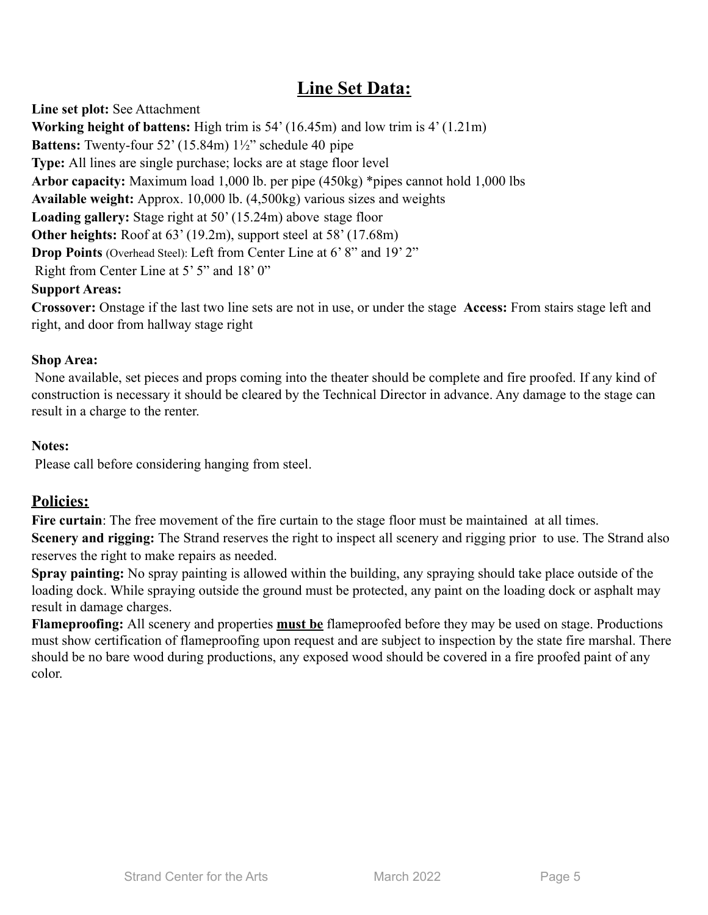## Line Set Data:

**Line set plot:** See Attachment
**Working height of battens:** High trim is 54' (16.45m) and low trim is 4' (1.21m)
**Battens:** Twenty-four 52' (15.84m) 1½" schedule 40 pipe
**Type:** All lines are single purchase; locks are at stage floor level
**Arbor capacity:** Maximum load 1,000 lb. per pipe (450kg) *pipes cannot hold 1,000 lbs
**Available weight:** Approx. 10,000 lb. (4,500kg) various sizes and weights
**Loading gallery:** Stage right at 50' (15.24m) above stage floor
**Other heights:** Roof at 63' (19.2m), support steel at 58' (17.68m)
**Drop Points** (Overhead Steel): Left from Center Line at 6' 8" and 19' 2"
Right from Center Line at 5' 5" and 18' 0"

**Support Areas:**

**Crossover:** Onstage if the last two line sets are not in use, or under the stage **Access:** From stairs stage left and right, and door from hallway stage right

**Shop Area:**

None available, set pieces and props coming into the theater should be complete and fire proofed. If any kind of construction is necessary it should be cleared by the Technical Director in advance. Any damage to the stage can result in a charge to the renter.

**Notes:**

Please call before considering hanging from steel.

## Policies:

**Fire curtain**: The free movement of the fire curtain to the stage floor must be maintained at all times.
**Scenery and rigging:** The Strand reserves the right to inspect all scenery and rigging prior to use. The Strand also reserves the right to make repairs as needed.
**Spray painting:** No spray painting is allowed within the building, any spraying should take place outside of the loading dock. While spraying outside the ground must be protected, any paint on the loading dock or asphalt may result in damage charges.
**Flameproofing:** All scenery and properties **must be** flameproofed before they may be used on stage. Productions must show certification of flameproofing upon request and are subject to inspection by the state fire marshal. There should be no bare wood during productions, any exposed wood should be covered in a fire proofed paint of any color.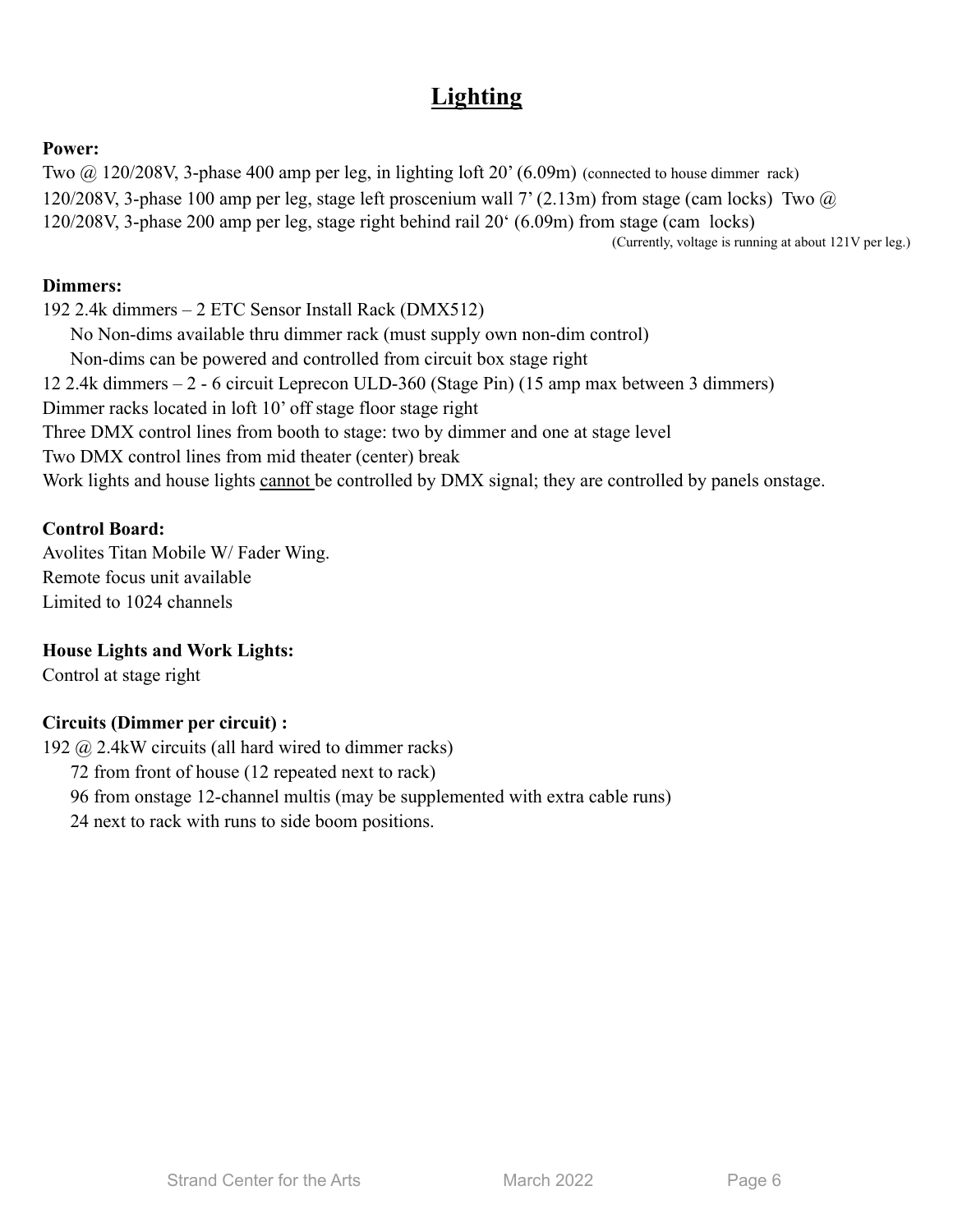# Lighting

**Power:**

Two @ 120/208V, 3-phase 400 amp per leg, in lighting loft 20' (6.09m) (connected to house dimmer rack)
120/208V, 3-phase 100 amp per leg, stage left proscenium wall 7' (2.13m) from stage (cam locks) Two @ 120/208V, 3-phase 200 amp per leg, stage right behind rail 20' (6.09m) from stage (cam locks)
(Currently, voltage is running at about 121V per leg.)

**Dimmers:**

192 2.4k dimmers – 2 ETC Sensor Install Rack (DMX512)
  No Non-dims available thru dimmer rack (must supply own non-dim control)
  Non-dims can be powered and controlled from circuit box stage right
12 2.4k dimmers – 2 - 6 circuit Leprecon ULD-360 (Stage Pin) (15 amp max between 3 dimmers)
Dimmer racks located in loft 10' off stage floor stage right
Three DMX control lines from booth to stage: two by dimmer and one at stage level
Two DMX control lines from mid theater (center) break
Work lights and house lights cannot be controlled by DMX signal; they are controlled by panels onstage.

**Control Board:**

Avolites Titan Mobile W/ Fader Wing.
Remote focus unit available
Limited to 1024 channels

**House Lights and Work Lights:**

Control at stage right

**Circuits (Dimmer per circuit) :**

192 @ 2.4kW circuits (all hard wired to dimmer racks)
  72 from front of house (12 repeated next to rack)
  96 from onstage 12-channel multis (may be supplemented with extra cable runs)
  24 next to rack with runs to side boom positions.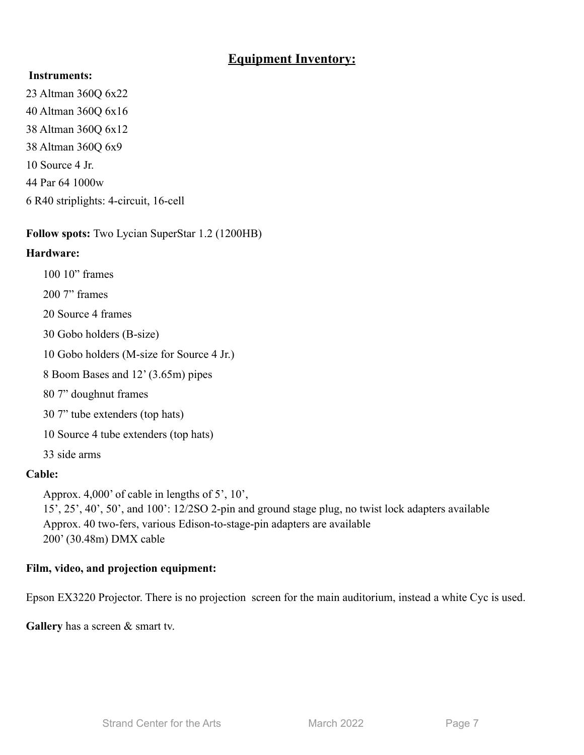## Equipment Inventory:

**Instruments:**

23 Altman 360Q 6x22
40 Altman 360Q 6x16
38 Altman 360Q 6x12
38 Altman 360Q 6x9
10 Source 4 Jr.
44 Par 64 1000w
6 R40 striplights: 4-circuit, 16-cell

**Follow spots:** Two Lycian SuperStar 1.2 (1200HB)

**Hardware:**

- 100 10" frames
- 200 7" frames
- 20 Source 4 frames
- 30 Gobo holders (B-size)
- 10 Gobo holders (M-size for Source 4 Jr.)
- 8 Boom Bases and 12' (3.65m) pipes
- 80 7" doughnut frames
- 30 7" tube extenders (top hats)
- 10 Source 4 tube extenders (top hats)
- 33 side arms

**Cable:**

Approx. 4,000' of cable in lengths of 5', 10', 15', 25', 40', 50', and 100': 12/2SO 2-pin and ground stage plug, no twist lock adapters available
Approx. 40 two-fers, various Edison-to-stage-pin adapters are available
200' (30.48m) DMX cable

**Film, video, and projection equipment:**

Epson EX3220 Projector. There is no projection screen for the main auditorium, instead a white Cyc is used.

**Gallery** has a screen & smart tv.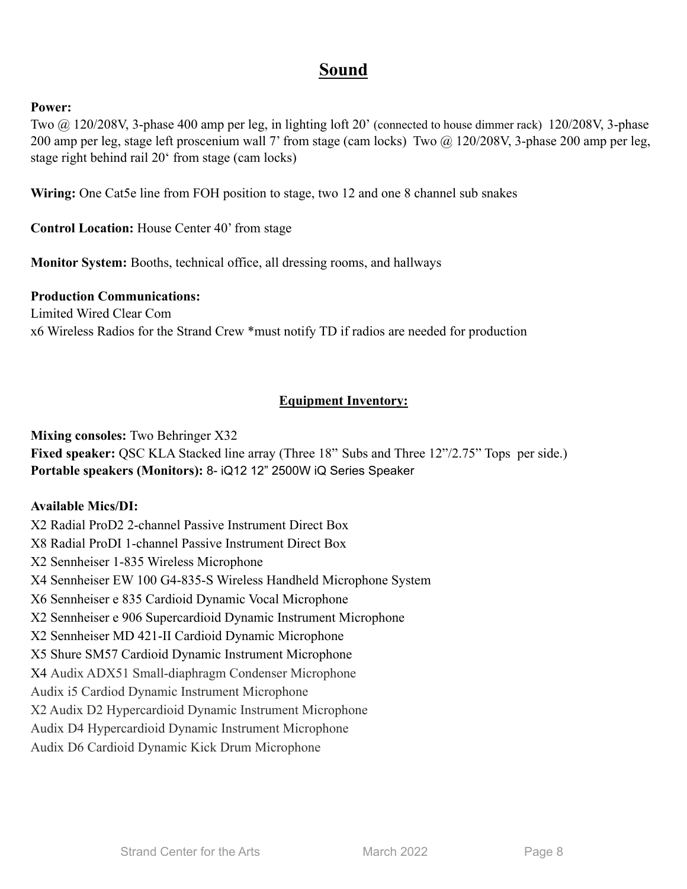# Sound

**Power:**
Two @ 120/208V, 3-phase 400 amp per leg, in lighting loft 20' (connected to house dimmer rack) 120/208V, 3-phase 200 amp per leg, stage left proscenium wall 7' from stage (cam locks) Two @ 120/208V, 3-phase 200 amp per leg, stage right behind rail 20' from stage (cam locks)

**Wiring:** One Cat5e line from FOH position to stage, two 12 and one 8 channel sub snakes

**Control Location:** House Center 40' from stage

**Monitor System:** Booths, technical office, all dressing rooms, and hallways

**Production Communications:**
Limited Wired Clear Com
x6 Wireless Radios for the Strand Crew *must notify TD if radios are needed for production

## Equipment Inventory:

**Mixing consoles:** Two Behringer X32
**Fixed speaker:** QSC KLA Stacked line array (Three 18" Subs and Three 12"/2.75" Tops per side.)
**Portable speakers (Monitors):** 8- iQ12 12" 2500W iQ Series Speaker

**Available Mics/DI:**
X2 Radial ProD2 2-channel Passive Instrument Direct Box
X8 Radial ProDI 1-channel Passive Instrument Direct Box
X2 Sennheiser 1-835 Wireless Microphone
X4 Sennheiser EW 100 G4-835-S Wireless Handheld Microphone System
X6 Sennheiser e 835 Cardioid Dynamic Vocal Microphone
X2 Sennheiser e 906 Supercardioid Dynamic Instrument Microphone
X2 Sennheiser MD 421-II Cardioid Dynamic Microphone
X5 Shure SM57 Cardioid Dynamic Instrument Microphone
X4 Audix ADX51 Small-diaphragm Condenser Microphone
Audix i5 Cardiod Dynamic Instrument Microphone
X2 Audix D2 Hypercardioid Dynamic Instrument Microphone
Audix D4 Hypercardioid Dynamic Instrument Microphone
Audix D6 Cardioid Dynamic Kick Drum Microphone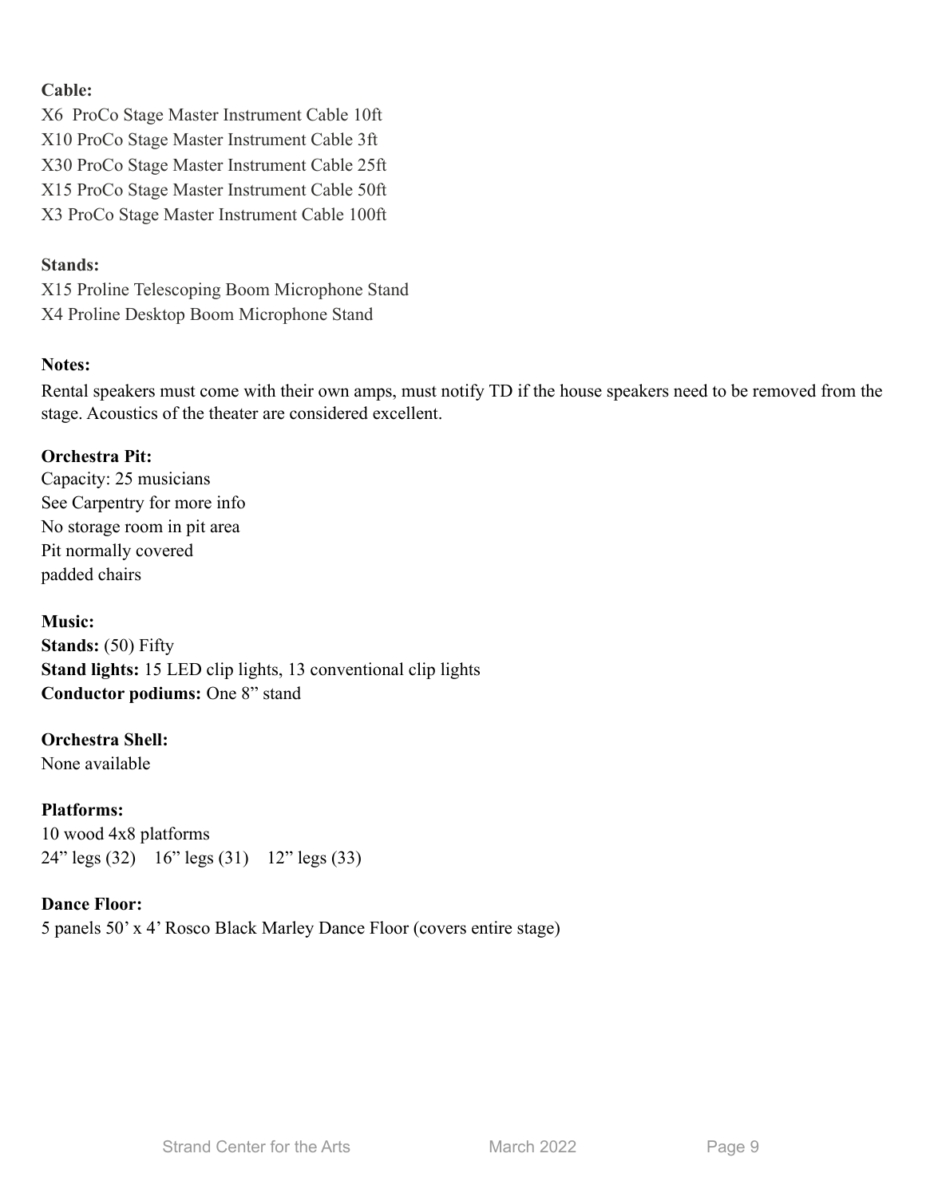**Cable:**

X6 ProCo Stage Master Instrument Cable 10ft
X10 ProCo Stage Master Instrument Cable 3ft
X30 ProCo Stage Master Instrument Cable 25ft
X15 ProCo Stage Master Instrument Cable 50ft
X3 ProCo Stage Master Instrument Cable 100ft

**Stands:**

X15 Proline Telescoping Boom Microphone Stand
X4 Proline Desktop Boom Microphone Stand

**Notes:**

Rental speakers must come with their own amps, must notify TD if the house speakers need to be removed from the stage. Acoustics of the theater are considered excellent.

**Orchestra Pit:**

Capacity: 25 musicians
See Carpentry for more info
No storage room in pit area
Pit normally covered
padded chairs

**Music:**

**Stands:** (50) Fifty
**Stand lights:** 15 LED clip lights, 13 conventional clip lights
**Conductor podiums:** One 8" stand

**Orchestra Shell:**

None available

**Platforms:**

10 wood 4x8 platforms
24" legs (32) 16" legs (31) 12" legs (33)

**Dance Floor:**

5 panels 50' x 4' Rosco Black Marley Dance Floor (covers entire stage)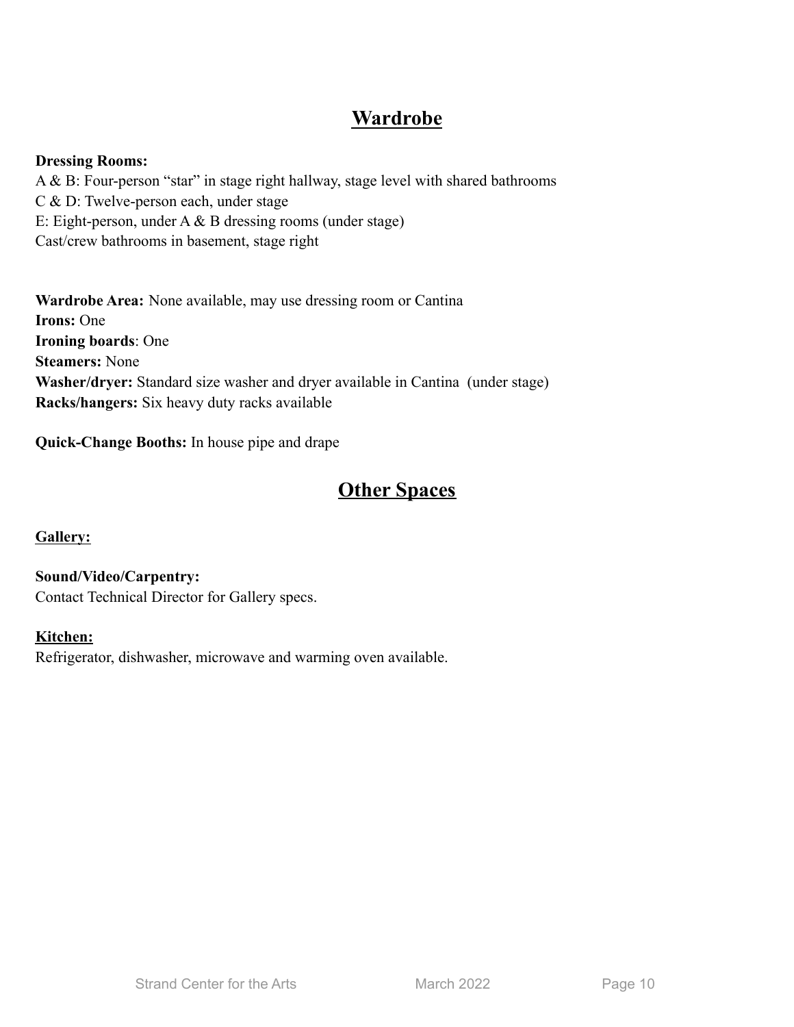## Wardrobe

**Dressing Rooms:**
A & B: Four-person "star" in stage right hallway, stage level with shared bathrooms
C & D: Twelve-person each, under stage
E: Eight-person, under A & B dressing rooms (under stage)
Cast/crew bathrooms in basement, stage right

**Wardrobe Area:** None available, may use dressing room or Cantina
**Irons:** One
**Ironing boards**: One
**Steamers:** None
**Washer/dryer:** Standard size washer and dryer available in Cantina (under stage)
**Racks/hangers:** Six heavy duty racks available

**Quick-Change Booths:** In house pipe and drape

## Other Spaces

**Gallery:**

**Sound/Video/Carpentry:**
Contact Technical Director for Gallery specs.

**Kitchen:**
Refrigerator, dishwasher, microwave and warming oven available.